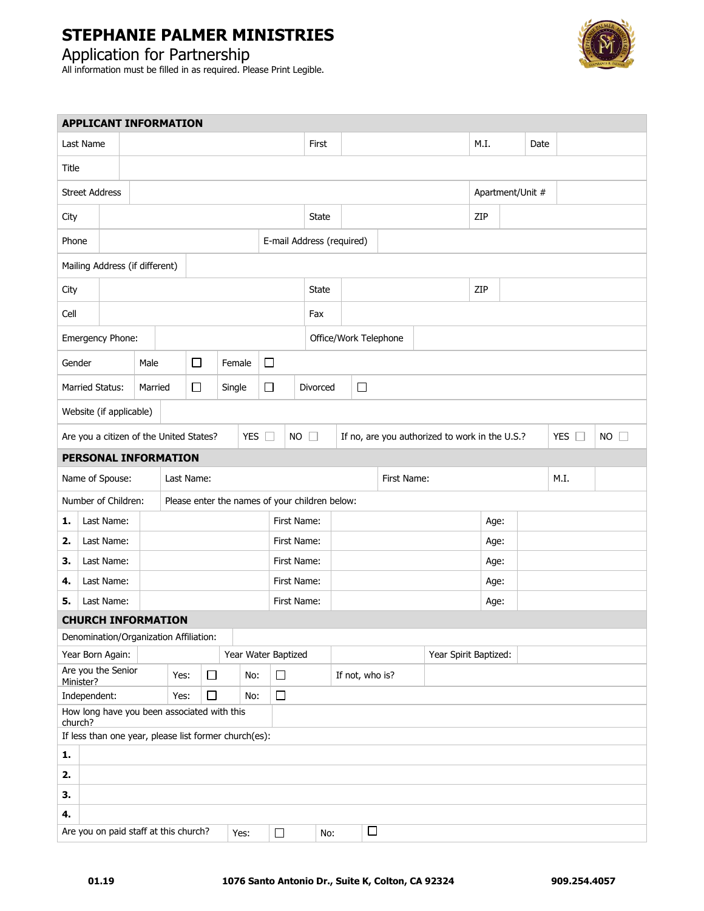# STEPHANIE PALMER MINISTRIES

## Application for Partnership

All information must be filled in as required. Please Print Legible.

### APPLICANT INFORMATION

| | | | | | | | |
|---|---|---|---|---|---|---|---|
| Last Name | | First | | M.I. | | Date | |
| Title | | | | | | | |
| Street Address | | | | Apartment/Unit # | | | |
| City | | State | | ZIP | | | |
| Phone | | E-mail Address (required) | | | | | |
| Mailing Address (if different) | | | | | | | |
| City | | State | | ZIP | | | |
| Cell | | Fax | | | | | |
| Emergency Phone: | | Office/Work Telephone | | | | | |

| | | | | | | |
|---|---|---|---|---|---|---|
| Gender | Male | ☐ | Female | ☐ | | |
| Married Status: | Married | ☐ | Single | ☐ | Divorced | ☐ |

| | |
|---|---|
| Website (if applicable) | |

| | | | | | |
|---|---|---|---|---|---|
| Are you a citizen of the United States? | YES ☐ | NO ☐ | If no, are you authorized to work in the U.S.? | YES ☐ | NO ☐ |

### PERSONAL INFORMATION

| | | | | |
|---|---|---|---|---|
| Name of Spouse: | Last Name: | First Name: | M.I. | |
| Number of Children: | Please enter the names of your children below: | | | |

| # | Last Name: | | First Name: | | Age: | |
|---|---|---|---|---|---|---|
| 1. | Last Name: | | First Name: | | Age: | |
| 2. | Last Name: | | First Name: | | Age: | |
| 3. | Last Name: | | First Name: | | Age: | |
| 4. | Last Name: | | First Name: | | Age: | |
| 5. | Last Name: | | First Name: | | Age: | |

### CHURCH INFORMATION

| | |
|---|---|
| Denomination/Organization Affiliation: | |

| | | | | | |
|---|---|---|---|---|---|
| Year Born Again: | | Year Water Baptized | | Year Spirit Baptized: | |

| | | | | | | |
|---|---|---|---|---|---|---|
| Are you the Senior Minister? | Yes: | ☐ | No: | ☐ | If not, who is? | |
| Independent: | Yes: | ☐ | No: | ☐ | | |

| | |
|---|---|
| How long have you been associated with this church? | |

If less than one year, please list former church(es):

| # | |
|---|---|
| 1. | |
| 2. | |
| 3. | |
| 4. | |

| | | | | |
|---|---|---|---|---|
| Are you on paid staff at this church? | Yes: | ☐ | No: | ☐ |

01.19 — 1076 Santo Antonio Dr., Suite K, Colton, CA 92324 — 909.254.4057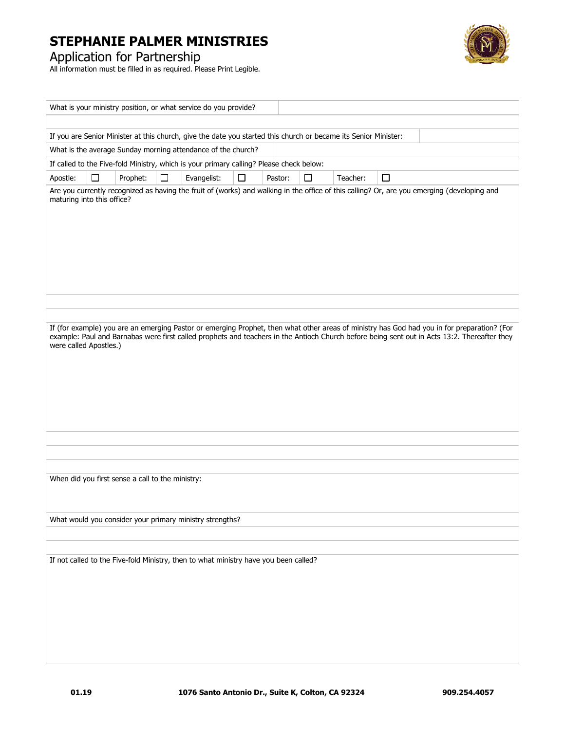# STEPHANIE PALMER MINISTRIES

## Application for Partnership

All information must be filled in as required. Please Print Legible.

What is your ministry position, or what service do you provide?

If you are Senior Minister at this church, give the date you started this church or became its Senior Minister:

What is the average Sunday morning attendance of the church?

If called to the Five-fold Ministry, which is your primary calling? Please check below:

| Apostle: | ☐ | Prophet: | ☐ | Evangelist: | ☐ | Pastor: | ☐ | Teacher: | ☐ |
|---|---|---|---|---|---|---|---|---|---|

Are you currently recognized as having the fruit of (works) and walking in the office of this calling? Or, are you emerging (developing and maturing into this office?

If (for example) you are an emerging Pastor or emerging Prophet, then what other areas of ministry has God had you in for preparation? (For example: Paul and Barnabas were first called prophets and teachers in the Antioch Church before being sent out in Acts 13:2. Thereafter they were called Apostles.)

When did you first sense a call to the ministry:

What would you consider your primary ministry strengths?

If not called to the Five-fold Ministry, then to what ministry have you been called?

01.19 1076 Santo Antonio Dr., Suite K, Colton, CA 92324 909.254.4057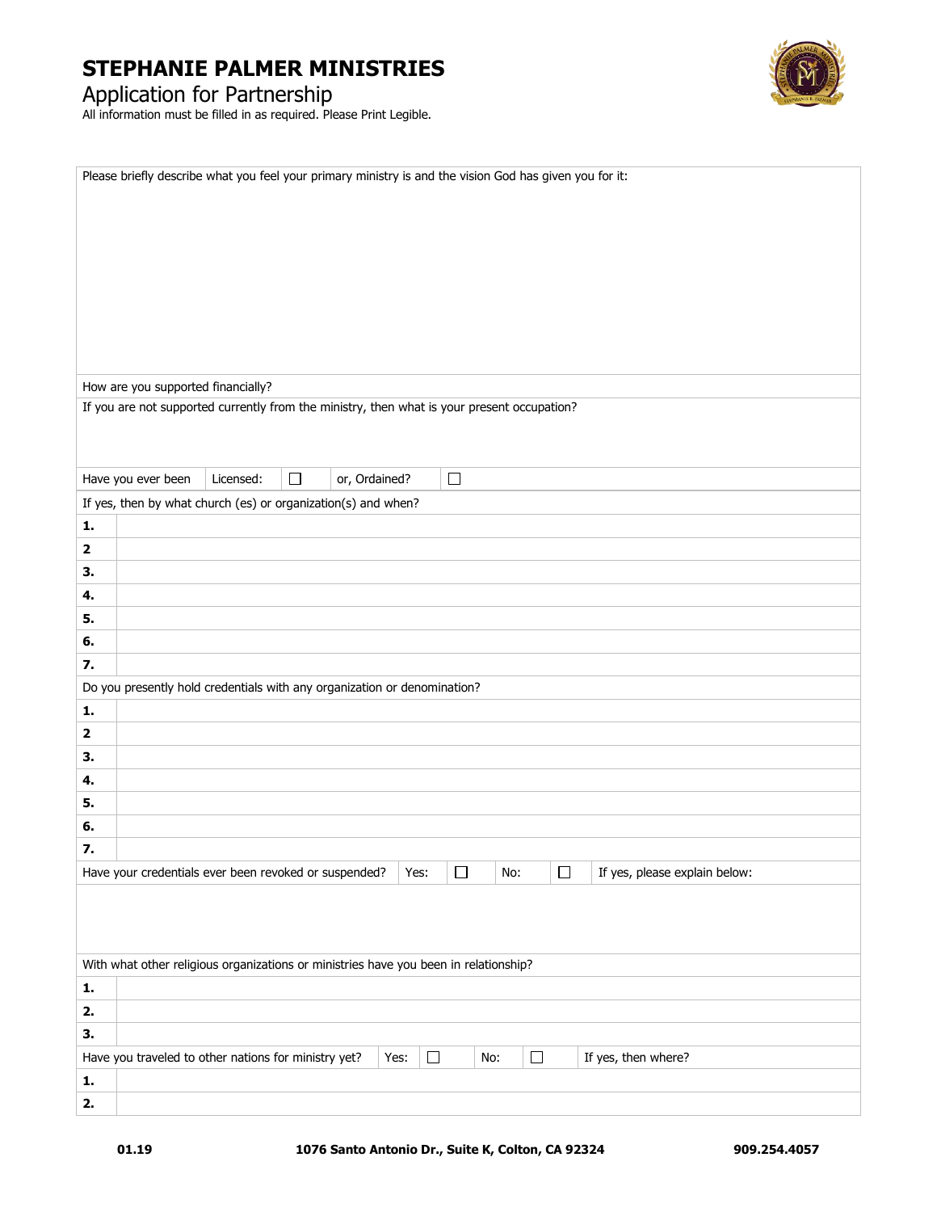# STEPHANIE PALMER MINISTRIES

## Application for Partnership

All information must be filled in as required. Please Print Legible.

Please briefly describe what you feel your primary ministry is and the vision God has given you for it:

How are you supported financially?

If you are not supported currently from the ministry, then what is your present occupation?

| Have you ever been | Licensed: | ☐ | or, Ordained? | ☐ |
|---|---|---|---|---|

If yes, then by what church (es) or organization(s) and when?

| | |
|---|---|
| **1.** | |
| **2** | |
| **3.** | |
| **4.** | |
| **5.** | |
| **6.** | |
| **7.** | |

Do you presently hold credentials with any organization or denomination?

| | |
|---|---|
| **1.** | |
| **2** | |
| **3.** | |
| **4.** | |
| **5.** | |
| **6.** | |
| **7.** | |

| Have your credentials ever been revoked or suspended? | Yes: | ☐ | No: | ☐ | If yes, please explain below: |
|---|---|---|---|---|---|

With what other religious organizations or ministries have you been in relationship?

| | |
|---|---|
| **1.** | |
| **2.** | |
| **3.** | |

| Have you traveled to other nations for ministry yet? | Yes: | ☐ | No: | ☐ | If yes, then where? |
|---|---|---|---|---|---|

| | |
|---|---|
| **1.** | |
| **2.** | |

**01.19** **1076 Santo Antonio Dr., Suite K, Colton, CA 92324** **909.254.4057**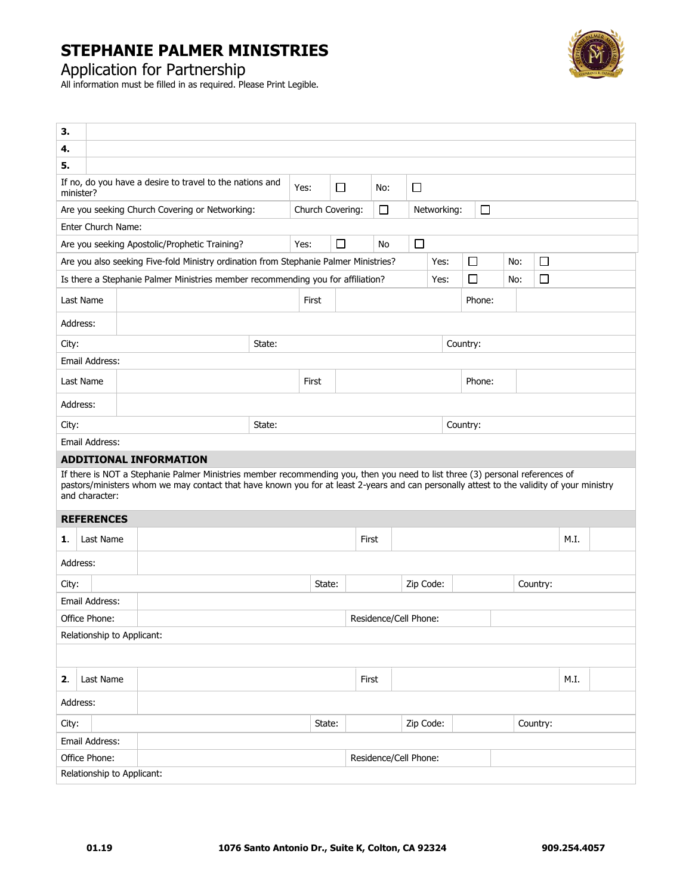# STEPHANIE PALMER MINISTRIES

## Application for Partnership

All information must be filled in as required. Please Print Legible.

| | |
|---|---|
| **3.** | |
| **4.** | |
| **5.** | |

| | | | | |
|---|---|---|---|---|
| If no, do you have a desire to travel to the nations and minister? | Yes: ☐ | No: ☐ | | |
| Are you seeking Church Covering or Networking: | Church Covering: ☐ | Networking: ☐ | | |
| Enter Church Name: | | | | |
| Are you seeking Apostolic/Prophetic Training? | Yes: ☐ | No ☐ | | |
| Are you also seeking Five-fold Ministry ordination from Stephanie Palmer Ministries? | | | Yes: ☐ | No: ☐ |
| Is there a Stephanie Palmer Ministries member recommending you for affiliation? | | | Yes: ☐ | No: ☐ |

| | | | | | |
|---|---|---|---|---|---|
| Last Name | | First | | Phone: | |
| Address: | | | | | |
| City: | | State: | | Country: | |
| Email Address: | | | | | |
| Last Name | | First | | Phone: | |
| Address: | | | | | |
| City: | | State: | | Country: | |
| Email Address: | | | | | |

### ADDITIONAL INFORMATION

If there is NOT a Stephanie Palmer Ministries member recommending you, then you need to list three (3) personal references of pastors/ministers whom we may contact that have known you for at least 2-years and can personally attest to the validity of your ministry and character:

### REFERENCES

| | | | | | | | |
|---|---|---|---|---|---|---|---|
| **1.** Last Name | | First | | | | M.I. | |
| Address: | | | | | | | |
| City: | | State: | | Zip Code: | | Country: | |
| Email Address: | | | | | | | |
| Office Phone: | | Residence/Cell Phone: | | | | | |
| Relationship to Applicant: | | | | | | | |
| | | | | | | | |
| **2.** Last Name | | First | | | | M.I. | |
| Address: | | | | | | | |
| City: | | State: | | Zip Code: | | Country: | |
| Email Address: | | | | | | | |
| Office Phone: | | Residence/Cell Phone: | | | | | |
| Relationship to Applicant: | | | | | | | |

01.19 1076 Santo Antonio Dr., Suite K, Colton, CA 92324 909.254.4057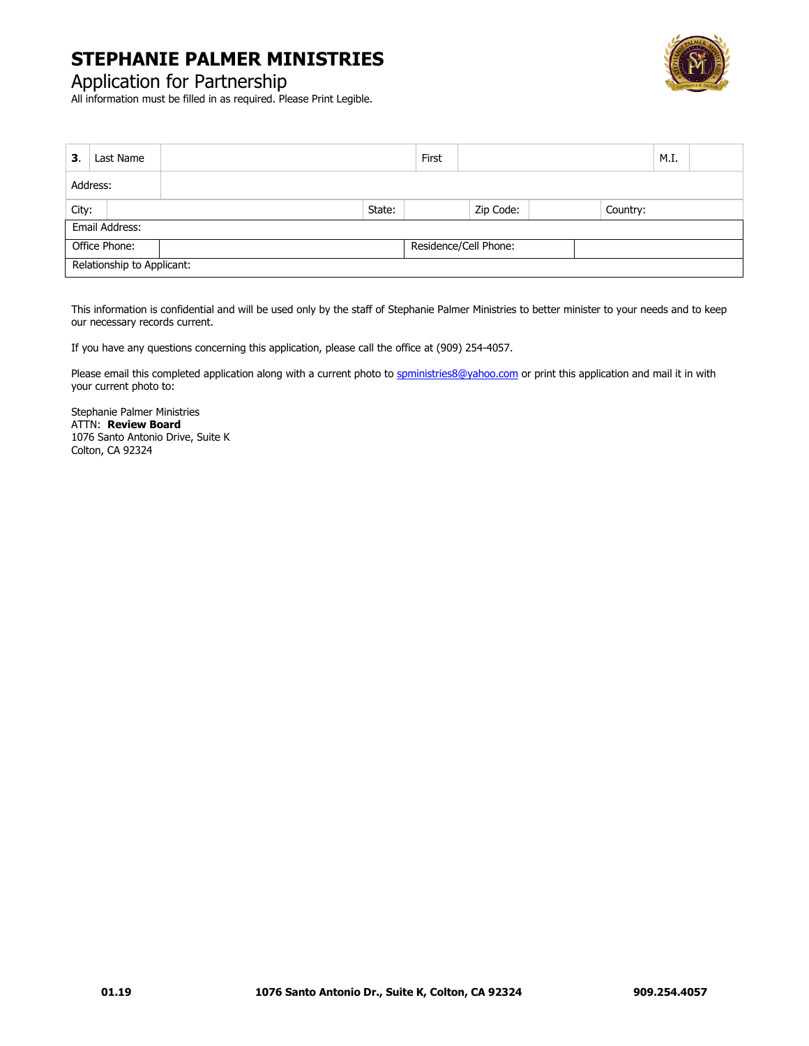# STEPHANIE PALMER MINISTRIES

## Application for Partnership

All information must be filled in as required. Please Print Legible.

| | | | | | | | | |
|---|---|---|---|---|---|---|---|---|
| **3.** | Last Name | | | First | | | M.I. | |
| Address: | | | | | | | | |
| City: | | State: | | Zip Code: | | Country: | | |
| Email Address: | | | | | | | | |
| Office Phone: | | | Residence/Cell Phone: | | | | | |
| Relationship to Applicant: | | | | | | | | |

This information is confidential and will be used only by the staff of Stephanie Palmer Ministries to better minister to your needs and to keep our necessary records current.

If you have any questions concerning this application, please call the office at (909) 254-4057.

Please email this completed application along with a current photo to spministries8@yahoo.com or print this application and mail it in with your current photo to:

Stephanie Palmer Ministries  
ATTN: **Review Board**  
1076 Santo Antonio Drive, Suite K  
Colton, CA 92324

**01.19** **1076 Santo Antonio Dr., Suite K, Colton, CA 92324** **909.254.4057**